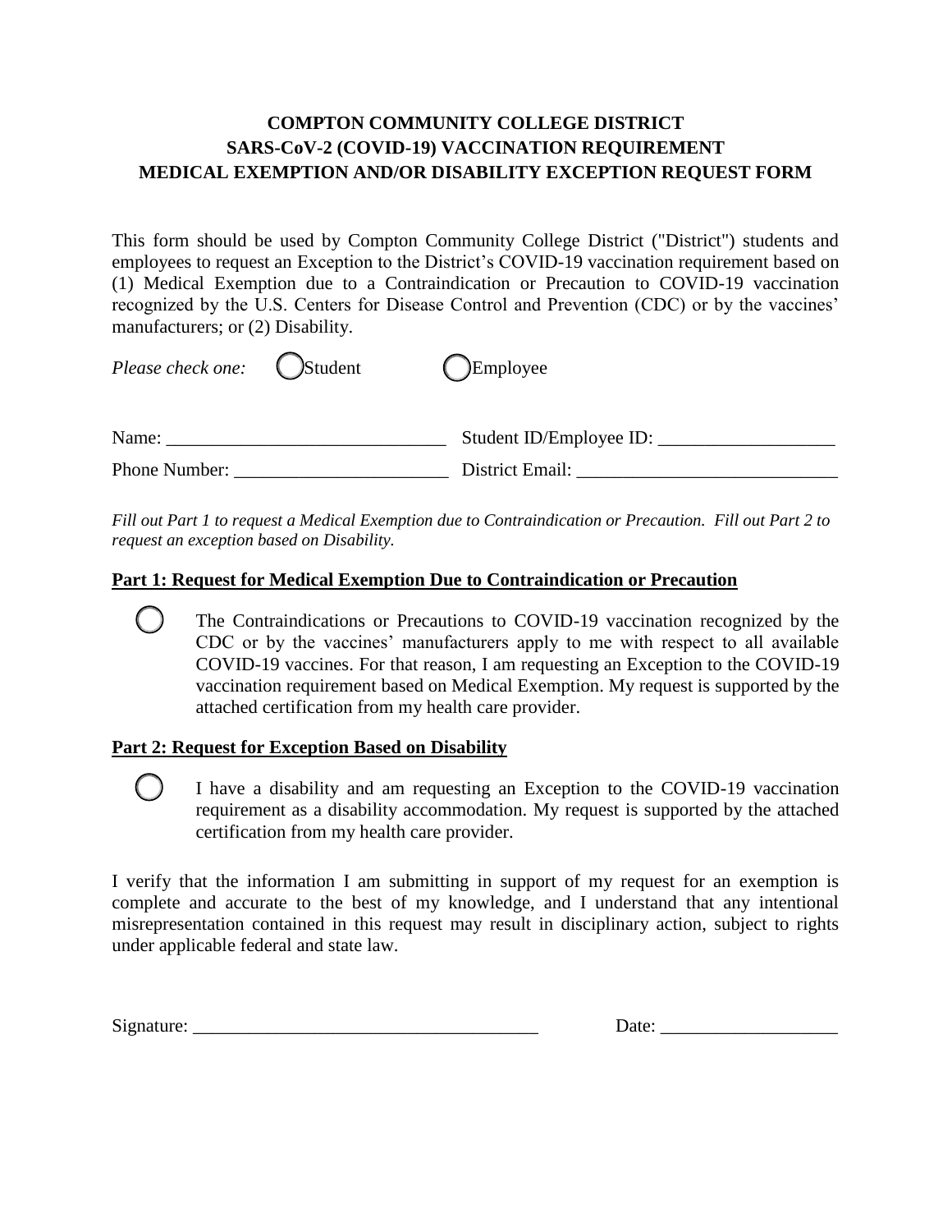**COMPTON COMMUNITY COLLEGE DISTRICT**
**SARS-CoV-2 (COVID-19) VACCINATION REQUIREMENT**
**MEDICAL EXEMPTION AND/OR DISABILITY EXCEPTION REQUEST FORM**

This form should be used by Compton Community College District ("District") students and employees to request an Exception to the District's COVID-19 vaccination requirement based on (1) Medical Exemption due to a Contraindication or Precaution to COVID-19 vaccination recognized by the U.S. Centers for Disease Control and Prevention (CDC) or by the vaccines' manufacturers; or (2) Disability.

*Please check one:* ◯ Student ◯ Employee

Name: ______________________________ Student ID/Employee ID: ___________________

Phone Number: _______________________ District Email: ____________________________

*Fill out Part 1 to request a Medical Exemption due to Contraindication or Precaution. Fill out Part 2 to request an exception based on Disability.*

**Part 1: Request for Medical Exemption Due to Contraindication or Precaution**

◯ The Contraindications or Precautions to COVID-19 vaccination recognized by the CDC or by the vaccines' manufacturers apply to me with respect to all available COVID-19 vaccines. For that reason, I am requesting an Exception to the COVID-19 vaccination requirement based on Medical Exemption. My request is supported by the attached certification from my health care provider.

**Part 2: Request for Exception Based on Disability**

◯ I have a disability and am requesting an Exception to the COVID-19 vaccination requirement as a disability accommodation. My request is supported by the attached certification from my health care provider.

I verify that the information I am submitting in support of my request for an exemption is complete and accurate to the best of my knowledge, and I understand that any intentional misrepresentation contained in this request may result in disciplinary action, subject to rights under applicable federal and state law.

Signature: ____________________________________ Date: ___________________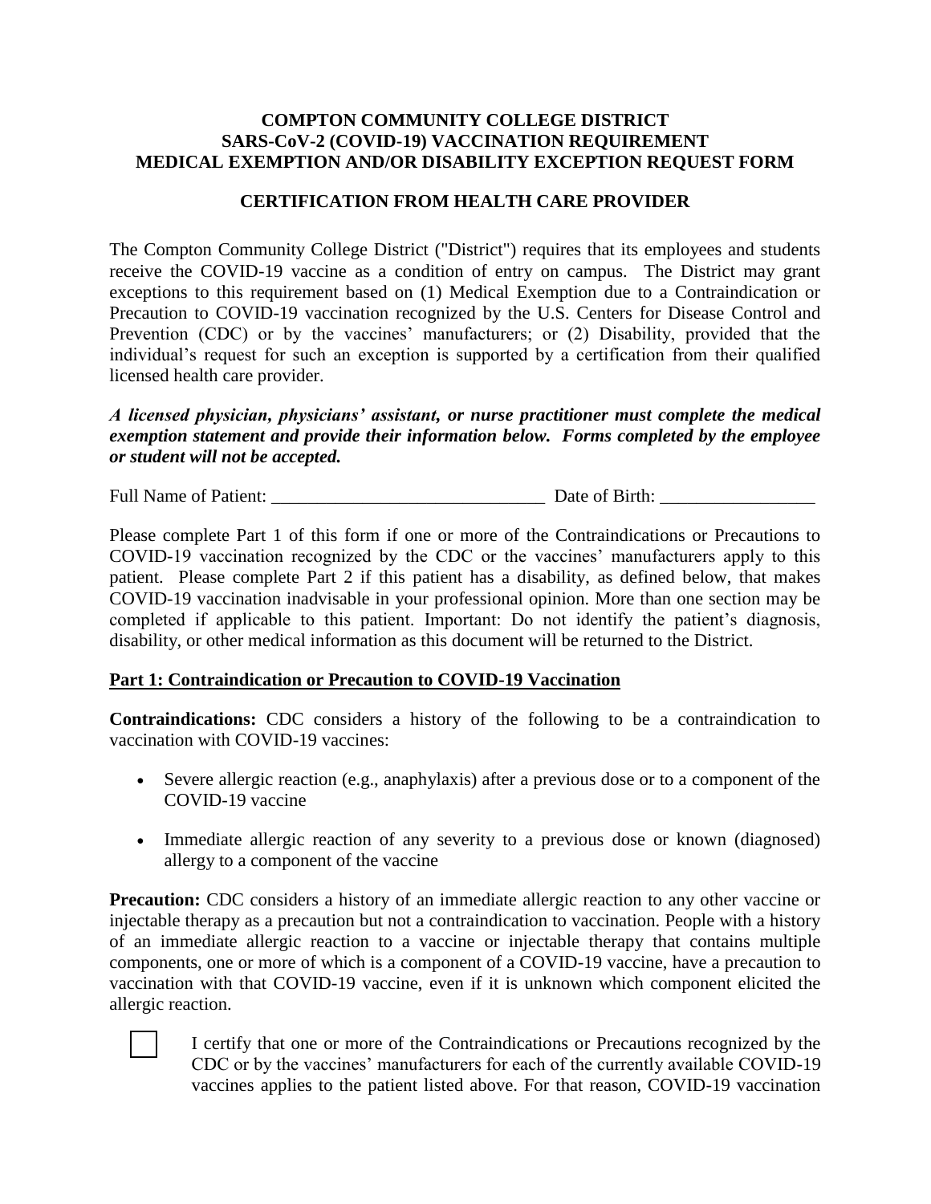**COMPTON COMMUNITY COLLEGE DISTRICT**
**SARS-CoV-2 (COVID-19) VACCINATION REQUIREMENT**
**MEDICAL EXEMPTION AND/OR DISABILITY EXCEPTION REQUEST FORM**

**CERTIFICATION FROM HEALTH CARE PROVIDER**

The Compton Community College District ("District") requires that its employees and students receive the COVID-19 vaccine as a condition of entry on campus. The District may grant exceptions to this requirement based on (1) Medical Exemption due to a Contraindication or Precaution to COVID-19 vaccination recognized by the U.S. Centers for Disease Control and Prevention (CDC) or by the vaccines' manufacturers; or (2) Disability, provided that the individual's request for such an exception is supported by a certification from their qualified licensed health care provider.

***A licensed physician, physicians' assistant, or nurse practitioner must complete the medical exemption statement and provide their information below. Forms completed by the employee or student will not be accepted.***

Full Name of Patient: ______________________________ Date of Birth: _________________

Please complete Part 1 of this form if one or more of the Contraindications or Precautions to COVID-19 vaccination recognized by the CDC or the vaccines' manufacturers apply to this patient. Please complete Part 2 if this patient has a disability, as defined below, that makes COVID-19 vaccination inadvisable in your professional opinion. More than one section may be completed if applicable to this patient. Important: Do not identify the patient's diagnosis, disability, or other medical information as this document will be returned to the District.

**Part 1: Contraindication or Precaution to COVID-19 Vaccination**

**Contraindications:** CDC considers a history of the following to be a contraindication to vaccination with COVID-19 vaccines:

- Severe allergic reaction (e.g., anaphylaxis) after a previous dose or to a component of the COVID-19 vaccine
- Immediate allergic reaction of any severity to a previous dose or known (diagnosed) allergy to a component of the vaccine

**Precaution:** CDC considers a history of an immediate allergic reaction to any other vaccine or injectable therapy as a precaution but not a contraindication to vaccination. People with a history of an immediate allergic reaction to a vaccine or injectable therapy that contains multiple components, one or more of which is a component of a COVID-19 vaccine, have a precaution to vaccination with that COVID-19 vaccine, even if it is unknown which component elicited the allergic reaction.

☐ I certify that one or more of the Contraindications or Precautions recognized by the CDC or by the vaccines' manufacturers for each of the currently available COVID-19 vaccines applies to the patient listed above. For that reason, COVID-19 vaccination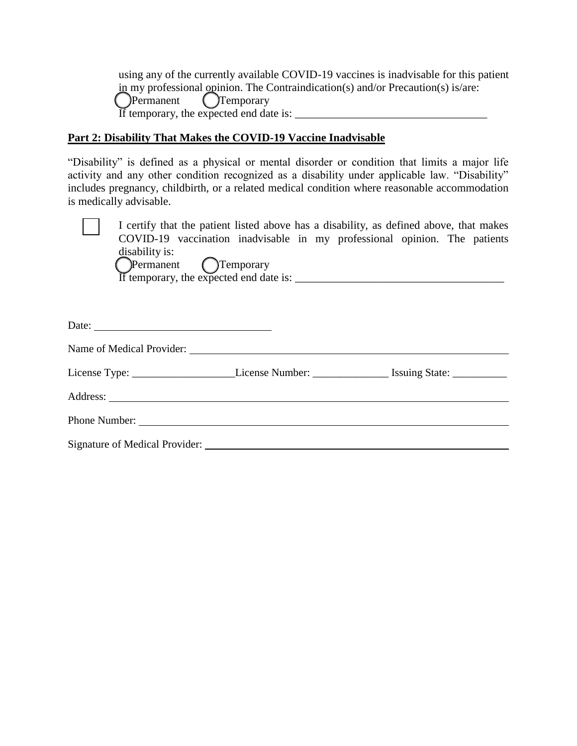using any of the currently available COVID-19 vaccines is inadvisable for this patient in my professional opinion. The Contraindication(s) and/or Precaution(s) is/are:

◯ Permanent ◯ Temporary

If temporary, the expected end date is: ___________________________________

**Part 2: Disability That Makes the COVID-19 Vaccine Inadvisable**

"Disability" is defined as a physical or mental disorder or condition that limits a major life activity and any other condition recognized as a disability under applicable law. "Disability" includes pregnancy, childbirth, or a related medical condition where reasonable accommodation is medically advisable.

☐ I certify that the patient listed above has a disability, as defined above, that makes COVID-19 vaccination inadvisable in my professional opinion. The patients disability is:

◯ Permanent ◯ Temporary

If temporary, the expected end date is: _____________________________________

Date: ________________________________

Name of Medical Provider: ___________________________________________________________

License Type: ___________________License Number: ______________ Issuing State: __________

Address: _______________________________________________________________________

Phone Number: ___________________________________________________________________

Signature of Medical Provider: _________________________________________________________